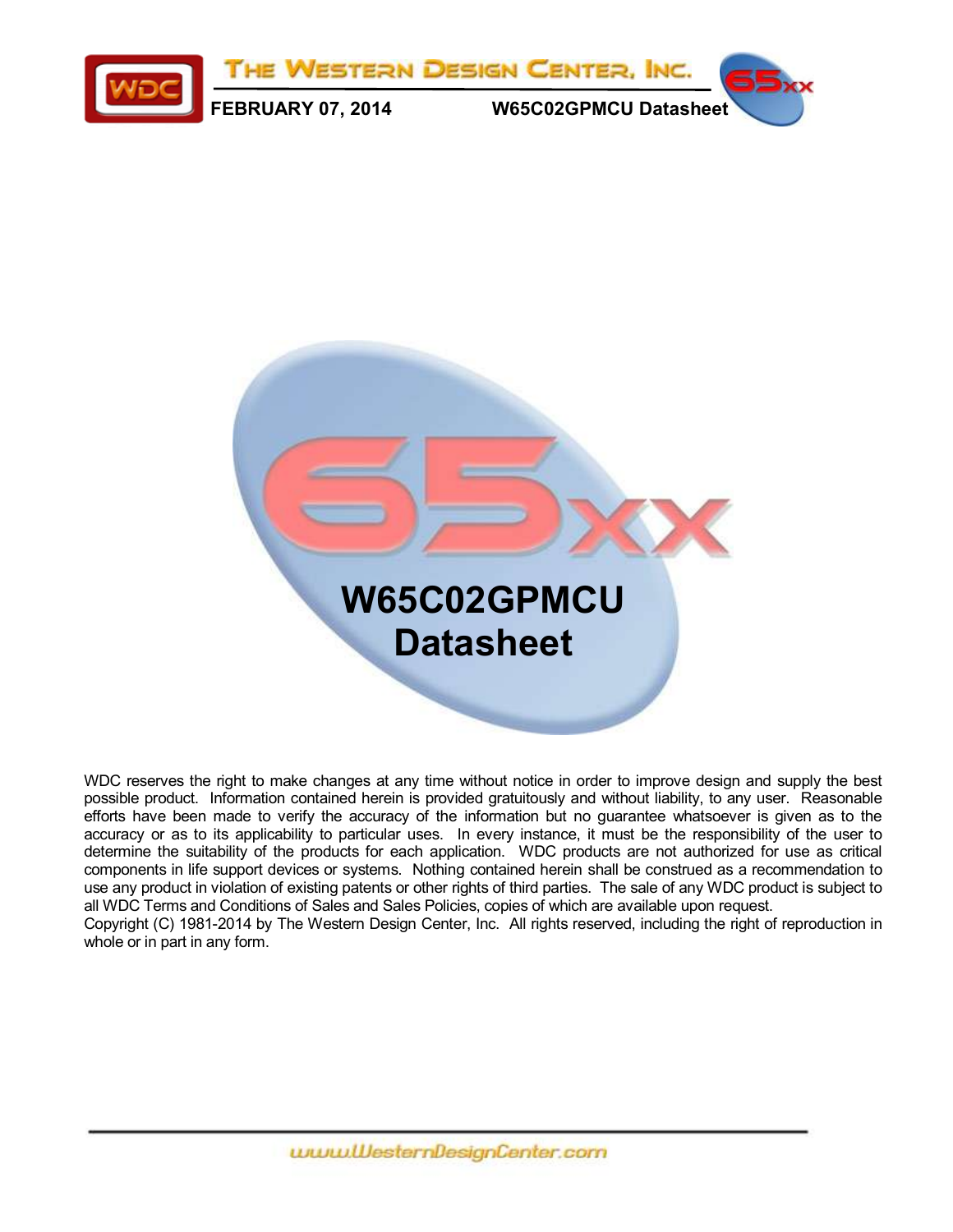# W65C02GPMCU Datasheet

WDC reserves the right to make changes at any time without notice in order to improve design and supply the best possible product. Information contained herein is provided gratuitously and without liability, to any user. Reasonable efforts have been made to verify the accuracy of the information but no guarantee whatsoever is given as to the accuracy or as to its applicability to particular uses. In every instance, it must be the responsibility of the user to determine the suitability of the products for each application. WDC products are not authorized for use as critical components in life support devices or systems. Nothing contained herein shall be construed as a recommendation to use any product in violation of existing patents or other rights of third parties. The sale of any WDC product is subject to all WDC Terms and Conditions of Sales and Sales Policies, copies of which are available upon request.
Copyright (C) 1981-2014 by The Western Design Center, Inc. All rights reserved, including the right of reproduction in whole or in part in any form.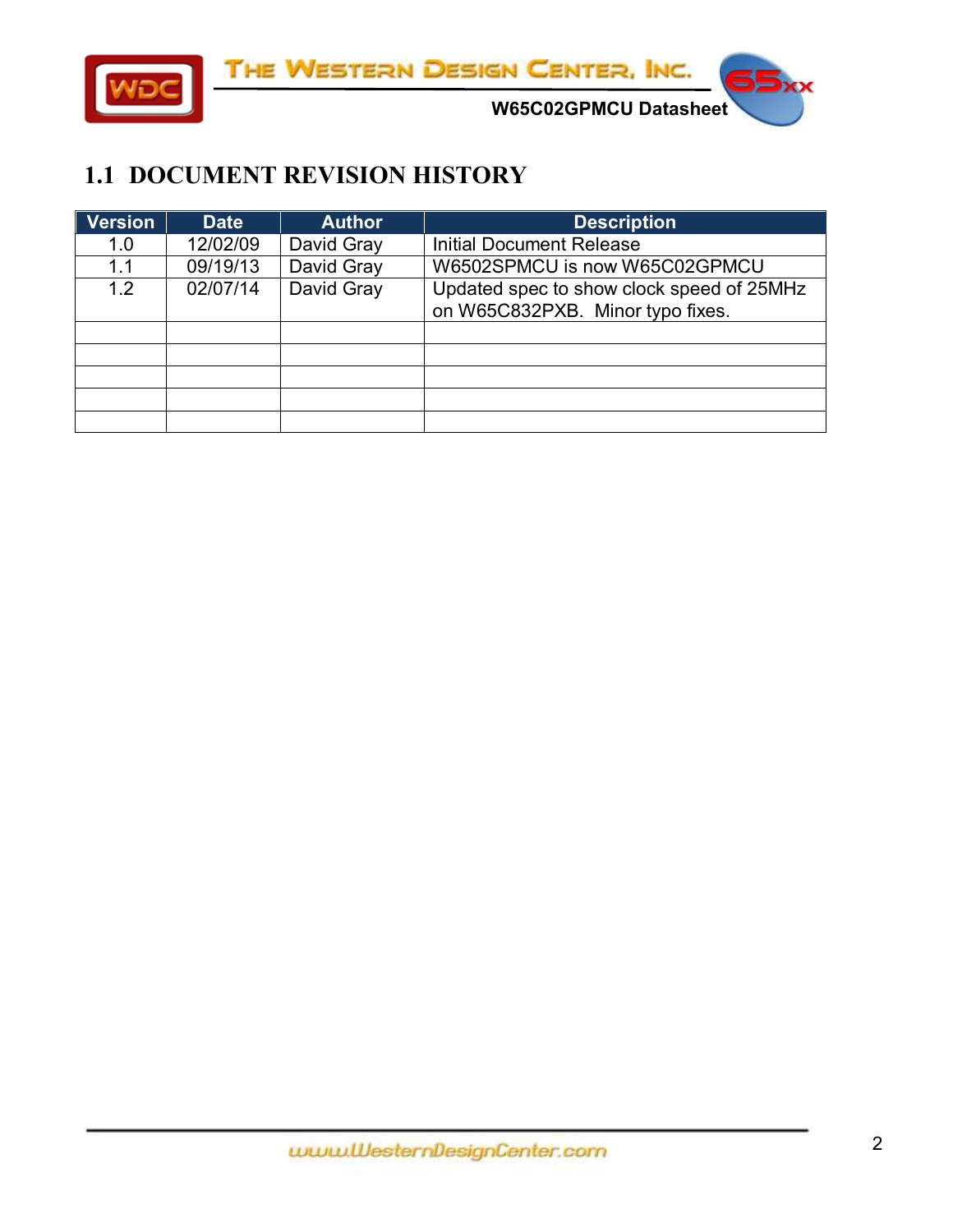## 1.1 DOCUMENT REVISION HISTORY

| Version | Date | Author | Description |
|---|---|---|---|
| 1.0 | 12/02/09 | David Gray | Initial Document Release |
| 1.1 | 09/19/13 | David Gray | W6502SPMCU is now W65C02GPMCU |
| 1.2 | 02/07/14 | David Gray | Updated spec to show clock speed of 25MHz on W65C832PXB. Minor typo fixes. |
| | | | |
| | | | |
| | | | |
| | | | |
| | | | |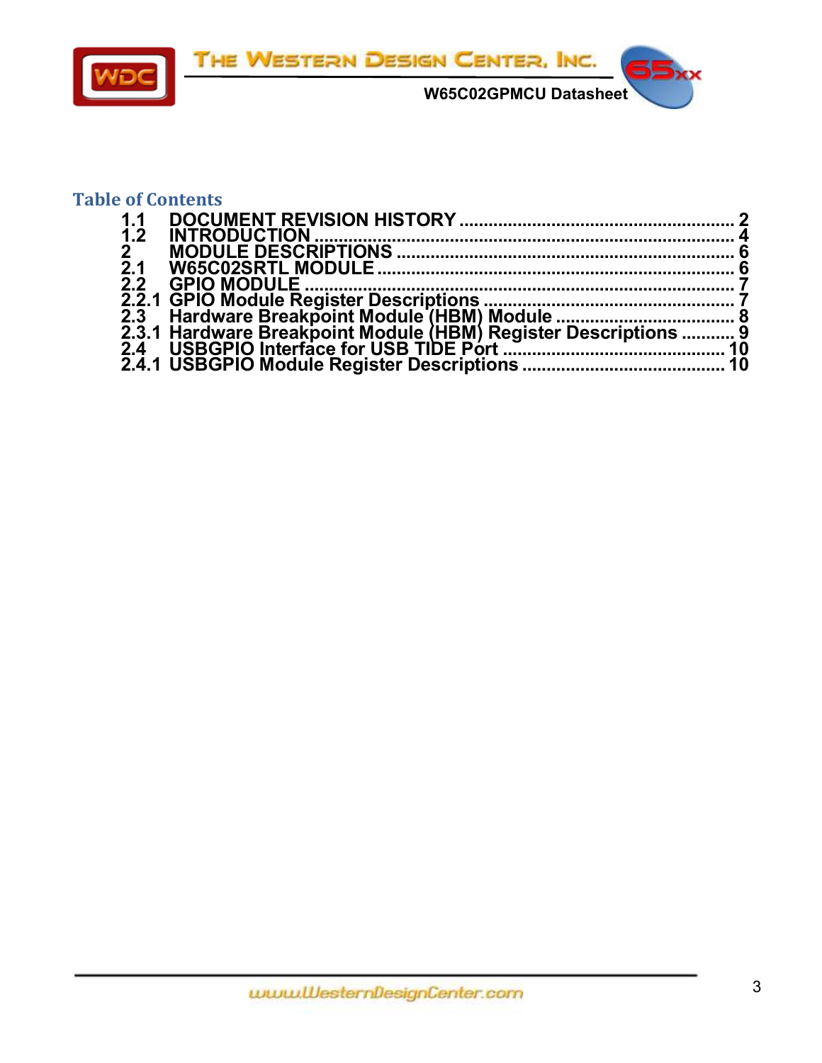## Table of Contents

- 1.1 DOCUMENT REVISION HISTORY ........ 2
- 1.2 INTRODUCTION ........ 4
- 2 MODULE DESCRIPTIONS ........ 6
- 2.1 W65C02SRTL MODULE ........ 6
- 2.2 GPIO MODULE ........ 7
- 2.2.1 GPIO Module Register Descriptions ........ 7
- 2.3 Hardware Breakpoint Module (HBM) Module ........ 8
- 2.3.1 Hardware Breakpoint Module (HBM) Register Descriptions ........ 9
- 2.4 USBGPIO Interface for USB TIDE Port ........ 10
- 2.4.1 USBGPIO Module Register Descriptions ........ 10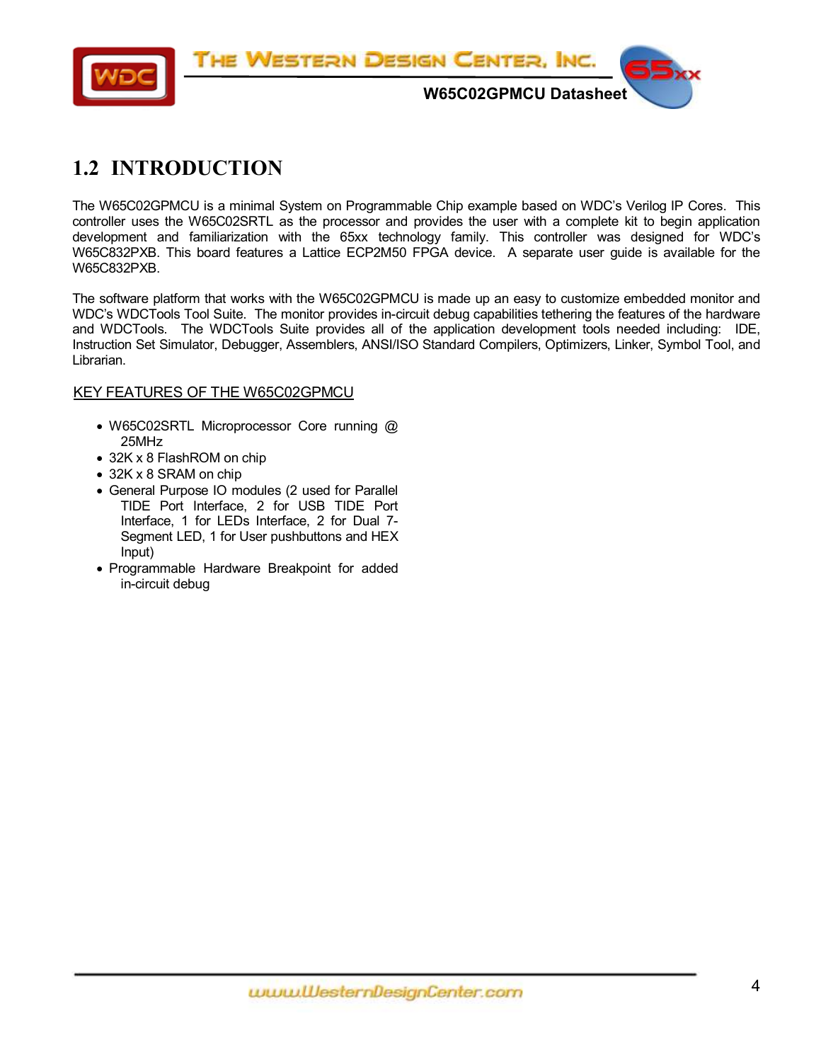## 1.2 INTRODUCTION

The W65C02GPMCU is a minimal System on Programmable Chip example based on WDC's Verilog IP Cores. This controller uses the W65C02SRTL as the processor and provides the user with a complete kit to begin application development and familiarization with the 65xx technology family. This controller was designed for WDC's W65C832PXB. This board features a Lattice ECP2M50 FPGA device. A separate user guide is available for the W65C832PXB.

The software platform that works with the W65C02GPMCU is made up an easy to customize embedded monitor and WDC's WDCTools Tool Suite. The monitor provides in-circuit debug capabilities tethering the features of the hardware and WDCTools. The WDCTools Suite provides all of the application development tools needed including: IDE, Instruction Set Simulator, Debugger, Assemblers, ANSI/ISO Standard Compilers, Optimizers, Linker, Symbol Tool, and Librarian.

KEY FEATURES OF THE W65C02GPMCU

- W65C02SRTL Microprocessor Core running @ 25MHz
- 32K x 8 FlashROM on chip
- 32K x 8 SRAM on chip
- General Purpose IO modules (2 used for Parallel TIDE Port Interface, 2 for USB TIDE Port Interface, 1 for LEDs Interface, 2 for Dual 7-Segment LED, 1 for User pushbuttons and HEX Input)
- Programmable Hardware Breakpoint for added in-circuit debug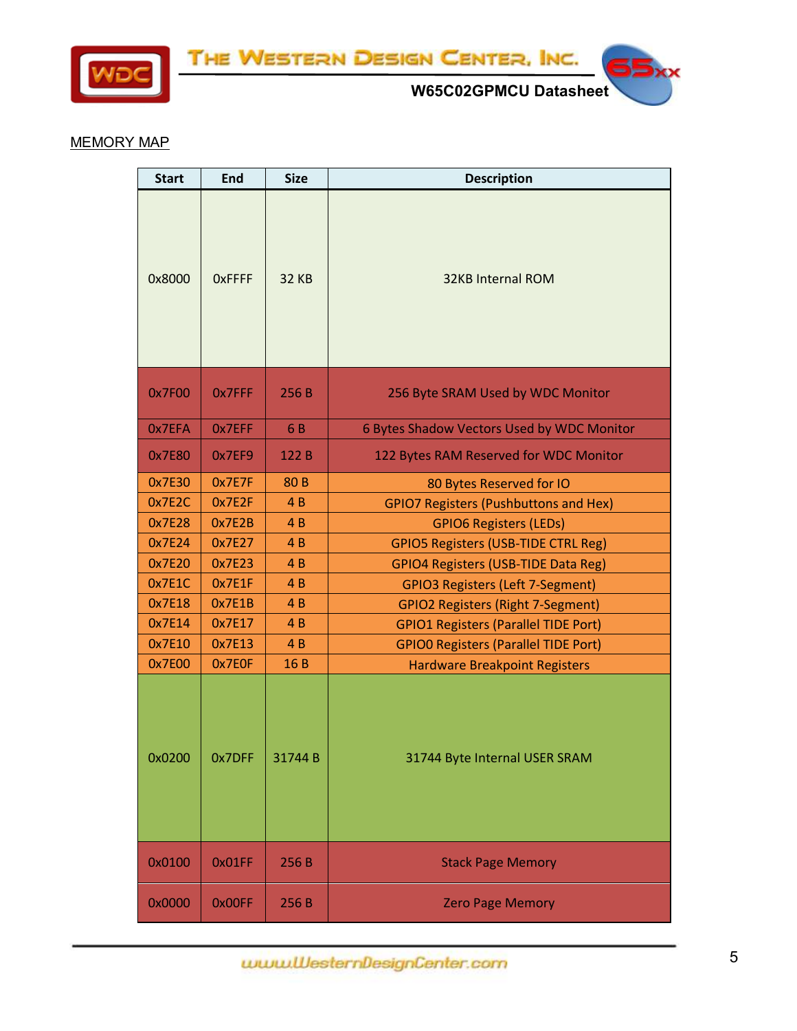## MEMORY MAP

| Start | End | Size | Description |
|---|---|---|---|
| 0x8000 | 0xFFFF | 32 KB | 32KB Internal ROM |
| 0x7F00 | 0x7FFF | 256 B | 256 Byte SRAM Used by WDC Monitor |
| 0x7EFA | 0x7EFF | 6 B | 6 Bytes Shadow Vectors Used by WDC Monitor |
| 0x7E80 | 0x7EF9 | 122 B | 122 Bytes RAM Reserved for WDC Monitor |
| 0x7E30 | 0x7E7F | 80 B | 80 Bytes Reserved for IO |
| 0x7E2C | 0x7E2F | 4 B | GPIO7 Registers (Pushbuttons and Hex) |
| 0x7E28 | 0x7E2B | 4 B | GPIO6 Registers (LEDs) |
| 0x7E24 | 0x7E27 | 4 B | GPIO5 Registers (USB-TIDE CTRL Reg) |
| 0x7E20 | 0x7E23 | 4 B | GPIO4 Registers (USB-TIDE Data Reg) |
| 0x7E1C | 0x7E1F | 4 B | GPIO3 Registers (Left 7-Segment) |
| 0x7E18 | 0x7E1B | 4 B | GPIO2 Registers (Right 7-Segment) |
| 0x7E14 | 0x7E17 | 4 B | GPIO1 Registers (Parallel TIDE Port) |
| 0x7E10 | 0x7E13 | 4 B | GPIO0 Registers (Parallel TIDE Port) |
| 0x7E00 | 0x7E0F | 16 B | Hardware Breakpoint Registers |
| 0x0200 | 0x7DFF | 31744 B | 31744 Byte Internal USER SRAM |
| 0x0100 | 0x01FF | 256 B | Stack Page Memory |
| 0x0000 | 0x00FF | 256 B | Zero Page Memory |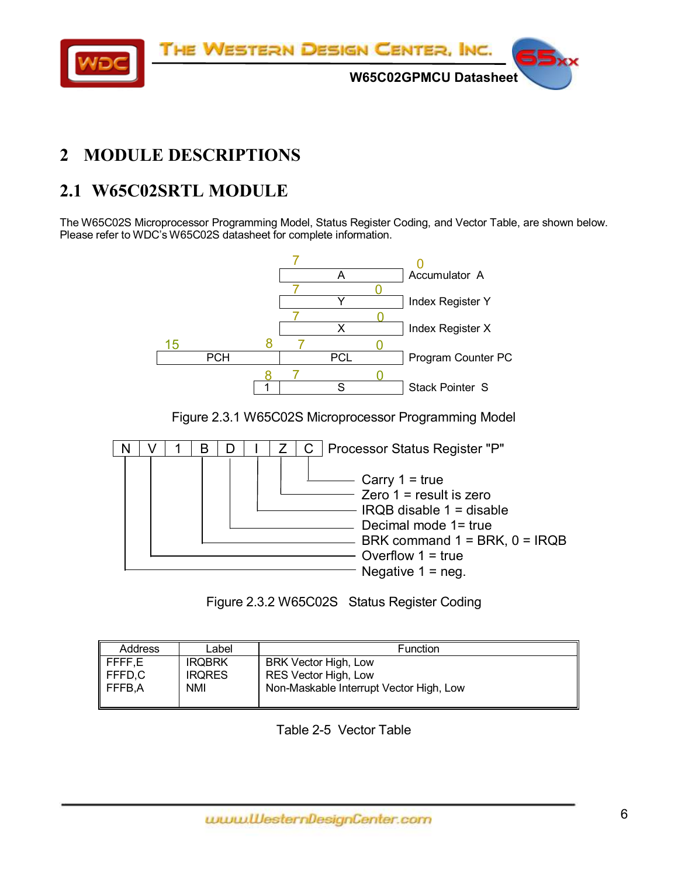# 2 MODULE DESCRIPTIONS

## 2.1 W65C02SRTL MODULE

The W65C02S Microprocessor Programming Model, Status Register Coding, and Vector Table, are shown below. Please refer to WDC's W65C02S datasheet for complete information.

| 15 | 8 | 7 | 0 | |
|---|---|---|---|---|
| | | A | | Accumulator A |
| | | Y | | Index Register Y |
| | | X | | Index Register X |
| PCH | | PCL | | Program Counter PC |
| | 1 | S | | Stack Pointer S |

Figure 2.3.1 W65C02S Microprocessor Programming Model

| N | V | 1 | B | D | I | Z | C |
|---|---|---|---|---|---|---|---|

Processor Status Register "P"

- C: Carry 1 = true
- Z: Zero 1 = result is zero
- I: IRQB disable 1 = disable
- D: Decimal mode 1= true
- B: BRK command 1 = BRK, 0 = IRQB
- V: Overflow 1 = true
- N: Negative 1 = neg.

Figure 2.3.2 W65C02S Status Register Coding

| Address | Label | Function |
|---|---|---|
| FFFF,E | IRQBRK | BRK Vector High, Low |
| FFFD,C | IRQRES | RES Vector High, Low |
| FFFB,A | NMI | Non-Maskable Interrupt Vector High, Low |

Table 2-5 Vector Table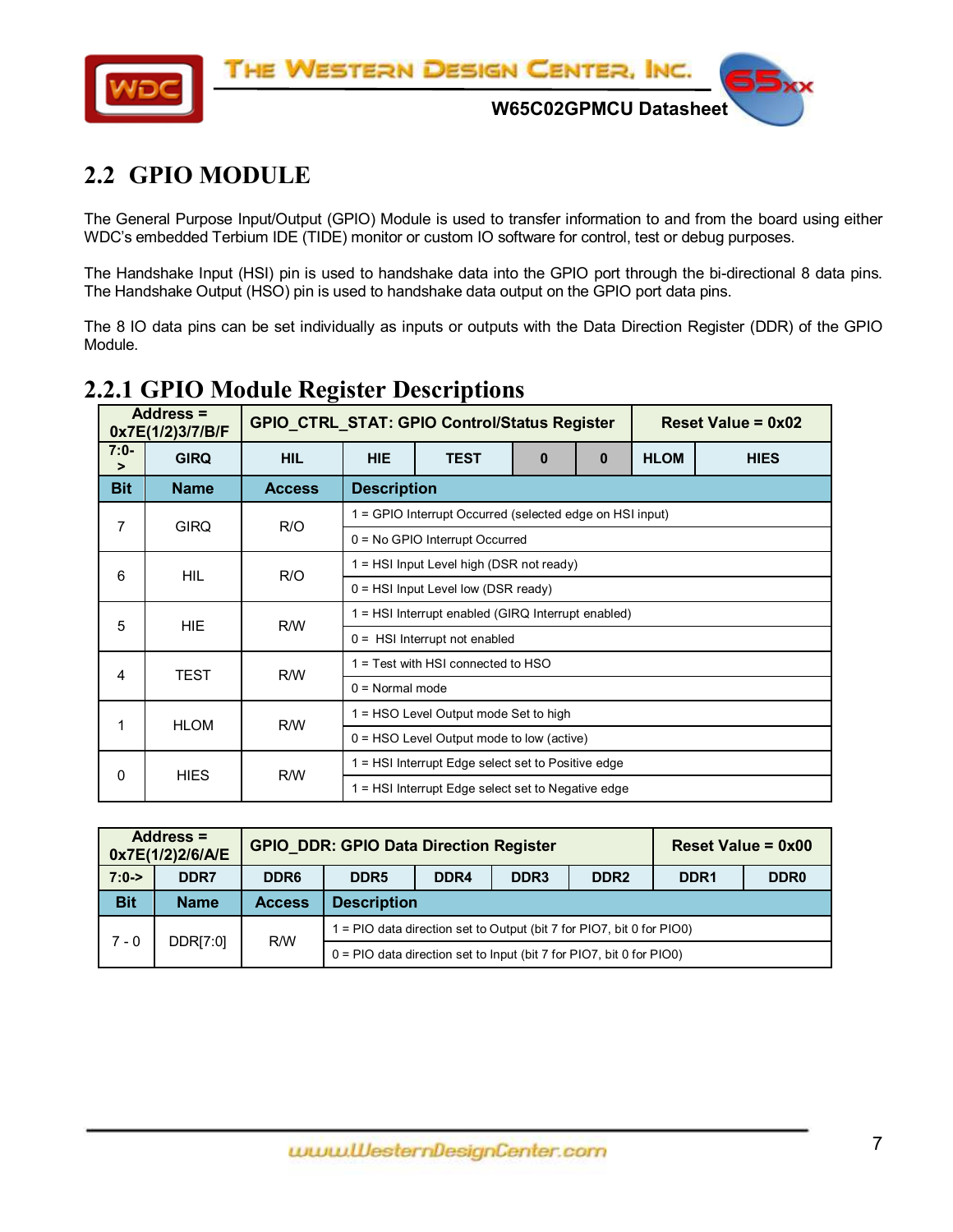## 2.2 GPIO MODULE

The General Purpose Input/Output (GPIO) Module is used to transfer information to and from the board using either WDC's embedded Terbium IDE (TIDE) monitor or custom IO software for control, test or debug purposes.

The Handshake Input (HSI) pin is used to handshake data into the GPIO port through the bi-directional 8 data pins. The Handshake Output (HSO) pin is used to handshake data output on the GPIO port data pins.

The 8 IO data pins can be set individually as inputs or outputs with the Data Direction Register (DDR) of the GPIO Module.

### 2.2.1 GPIO Module Register Descriptions

| Address = 0x7E(1/2)3/7/B/F | GPIO_CTRL_STAT: GPIO Control/Status Register | | | | | | Reset Value = 0x02 | |
|---|---|---|---|---|---|---|---|---|
| 7:0-> | GIRQ | HIL | HIE | TEST | 0 | 0 | HLOM | HIES |
| **Bit** | **Name** | **Access** | **Description** | | | | | |
| 7 | GIRQ | R/O | 1 = GPIO Interrupt Occurred (selected edge on HSI input) | | | | | |
| | | | 0 = No GPIO Interrupt Occurred | | | | | |
| 6 | HIL | R/O | 1 = HSI Input Level high (DSR not ready) | | | | | |
| | | | 0 = HSI Input Level low (DSR ready) | | | | | |
| 5 | HIE | R/W | 1 = HSI Interrupt enabled (GIRQ Interrupt enabled) | | | | | |
| | | | 0 = HSI Interrupt not enabled | | | | | |
| 4 | TEST | R/W | 1 = Test with HSI connected to HSO | | | | | |
| | | | 0 = Normal mode | | | | | |
| 1 | HLOM | R/W | 1 = HSO Level Output mode Set to high | | | | | |
| | | | 0 = HSO Level Output mode to low (active) | | | | | |
| 0 | HIES | R/W | 1 = HSI Interrupt Edge select set to Positive edge | | | | | |
| | | | 1 = HSI Interrupt Edge select set to Negative edge | | | | | |

| Address = 0x7E(1/2)2/6/A/E | GPIO_DDR: GPIO Data Direction Register | | | | | | Reset Value = 0x00 | |
|---|---|---|---|---|---|---|---|---|
| 7:0-> | DDR7 | DDR6 | DDR5 | DDR4 | DDR3 | DDR2 | DDR1 | DDR0 |
| **Bit** | **Name** | **Access** | **Description** | | | | | |
| 7 - 0 | DDR[7:0] | R/W | 1 = PIO data direction set to Output (bit 7 for PIO7, bit 0 for PIO0) | | | | | |
| | | | 0 = PIO data direction set to Input (bit 7 for PIO7, bit 0 for PIO0) | | | | | |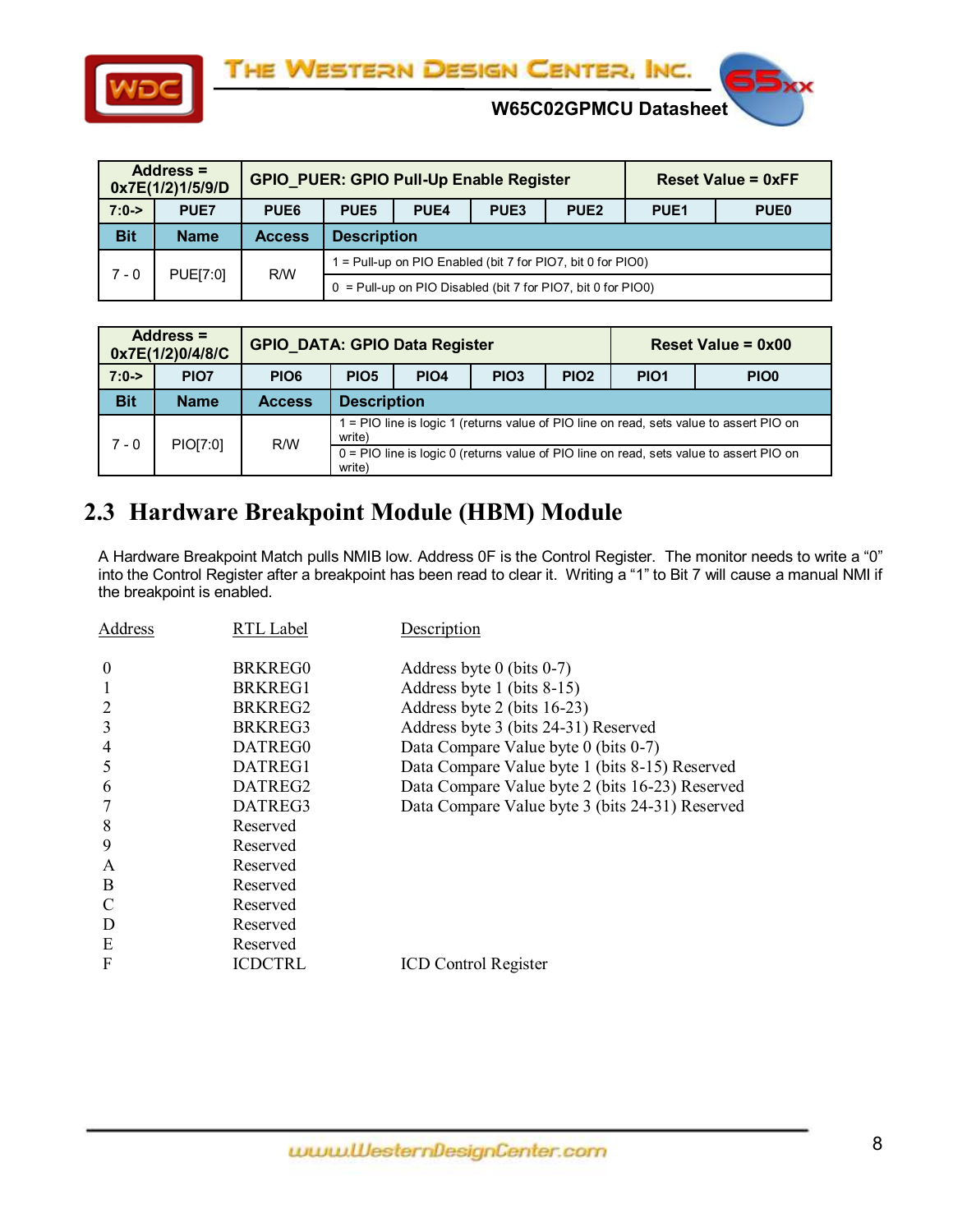| Address = 0x7E(1/2)1/5/9/D | GPIO_PUER: GPIO Pull-Up Enable Register | | | | | Reset Value = 0xFF | |
|---|---|---|---|---|---|---|---|
| 7:0-> | PUE7 | PUE6 | PUE5 | PUE4 | PUE3 | PUE2 | PUE1 | PUE0 |
| **Bit** | **Name** | **Access** | **Description** | | | | |
| 7 - 0 | PUE[7:0] | R/W | 1 = Pull-up on PIO Enabled (bit 7 for PIO7, bit 0 for PIO0) | | | | |
| | | | 0 = Pull-up on PIO Disabled (bit 7 for PIO7, bit 0 for PIO0) | | | | |

| Address = 0x7E(1/2)0/4/8/C | GPIO_DATA: GPIO Data Register | | | | | Reset Value = 0x00 | | |
|---|---|---|---|---|---|---|---|---|
| 7:0-> | PIO7 | PIO6 | PIO5 | PIO4 | PIO3 | PIO2 | PIO1 | PIO0 |
| **Bit** | **Name** | **Access** | **Description** | | | | | |
| 7 - 0 | PIO[7:0] | R/W | 1 = PIO line is logic 1 (returns value of PIO line on read, sets value to assert PIO on write) | | | | | |
| | | | 0 = PIO line is logic 0 (returns value of PIO line on read, sets value to assert PIO on write) | | | | | |

## 2.3 Hardware Breakpoint Module (HBM) Module

A Hardware Breakpoint Match pulls NMIB low. Address 0F is the Control Register. The monitor needs to write a "0" into the Control Register after a breakpoint has been read to clear it. Writing a "1" to Bit 7 will cause a manual NMI if the breakpoint is enabled.

| Address | RTL Label | Description |
|---|---|---|
| 0 | BRKREG0 | Address byte 0 (bits 0-7) |
| 1 | BRKREG1 | Address byte 1 (bits 8-15) |
| 2 | BRKREG2 | Address byte 2 (bits 16-23) |
| 3 | BRKREG3 | Address byte 3 (bits 24-31) Reserved |
| 4 | DATREG0 | Data Compare Value byte 0 (bits 0-7) |
| 5 | DATREG1 | Data Compare Value byte 1 (bits 8-15) Reserved |
| 6 | DATREG2 | Data Compare Value byte 2 (bits 16-23) Reserved |
| 7 | DATREG3 | Data Compare Value byte 3 (bits 24-31) Reserved |
| 8 | Reserved | |
| 9 | Reserved | |
| A | Reserved | |
| B | Reserved | |
| C | Reserved | |
| D | Reserved | |
| E | Reserved | |
| F | ICDCTRL | ICD Control Register |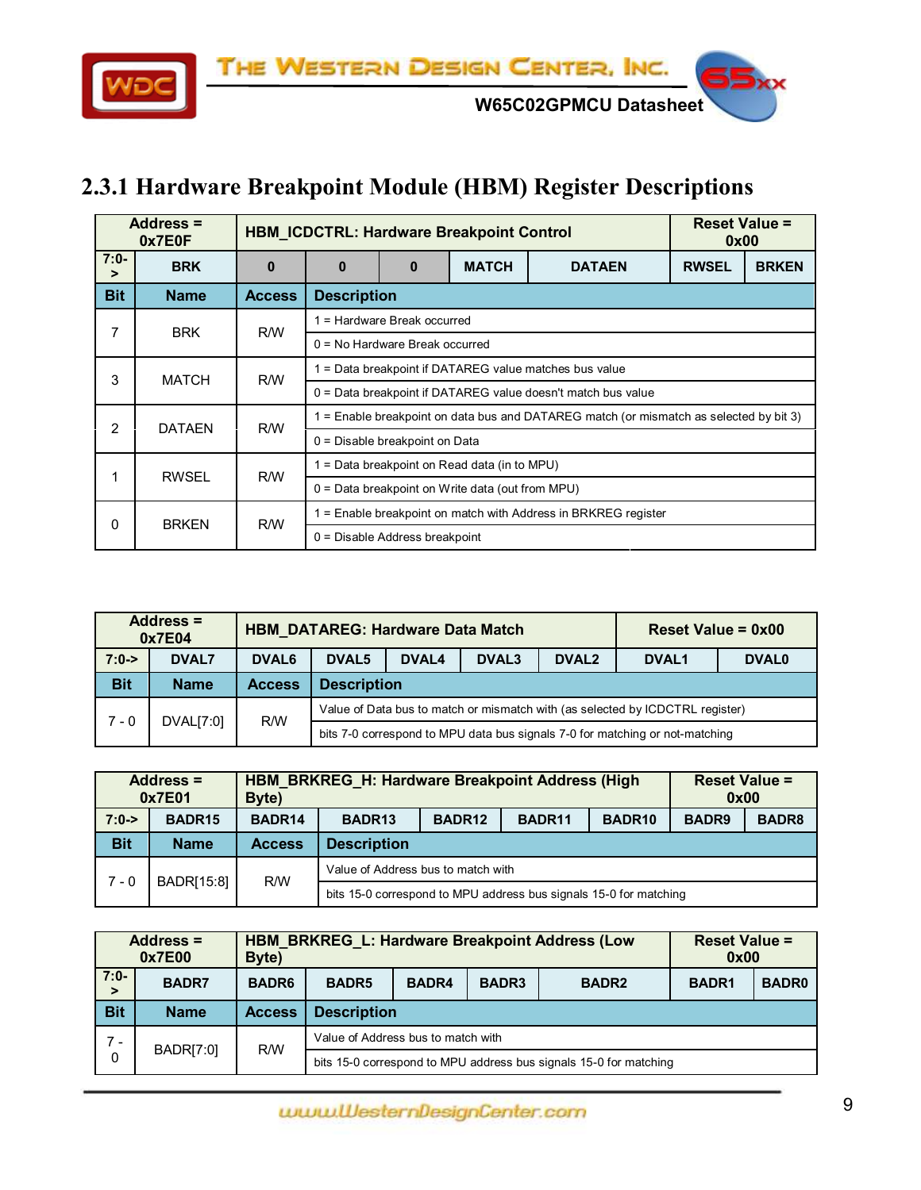## 2.3.1 Hardware Breakpoint Module (HBM) Register Descriptions

| Address = 0x7E0F | HBM_ICDCTRL: Hardware Breakpoint Control | | | | | Reset Value = 0x00 | |
|---|---|---|---|---|---|---|---|
| 7:0-> | BRK | 0 | 0 | 0 | MATCH | DATAEN | RWSEL | BRKEN |

| Bit | Name | Access | Description |
|---|---|---|---|
| 7 | BRK | R/W | 1 = Hardware Break occurred |
| | | | 0 = No Hardware Break occurred |
| 3 | MATCH | R/W | 1 = Data breakpoint if DATAREG value matches bus value |
| | | | 0 = Data breakpoint if DATAREG value doesn't match bus value |
| 2 | DATAEN | R/W | 1 = Enable breakpoint on data bus and DATAREG match (or mismatch as selected by bit 3) |
| | | | 0 = Disable breakpoint on Data |
| 1 | RWSEL | R/W | 1 = Data breakpoint on Read data (in to MPU) |
| | | | 0 = Data breakpoint on Write data (out from MPU) |
| 0 | BRKEN | R/W | 1 = Enable breakpoint on match with Address in BRKREG register |
| | | | 0 = Disable Address breakpoint |

| Address = 0x7E04 | HBM_DATAREG: Hardware Data Match | | | | | Reset Value = 0x00 | |
|---|---|---|---|---|---|---|---|
| 7:0-> | DVAL7 | DVAL6 | DVAL5 | DVAL4 | DVAL3 | DVAL2 | DVAL1 | DVAL0 |

| Bit | Name | Access | Description |
|---|---|---|---|
| 7 - 0 | DVAL[7:0] | R/W | Value of Data bus to match or mismatch with (as selected by ICDCTRL register) |
| | | | bits 7-0 correspond to MPU data bus signals 7-0 for matching or not-matching |

| Address = 0x7E01 | HBM_BRKREG_H: Hardware Breakpoint Address (High Byte) | | | | | Reset Value = 0x00 | |
|---|---|---|---|---|---|---|---|
| 7:0-> | BADR15 | BADR14 | BADR13 | BADR12 | BADR11 | BADR10 | BADR9 | BADR8 |

| Bit | Name | Access | Description |
|---|---|---|---|
| 7 - 0 | BADR[15:8] | R/W | Value of Address bus to match with |
| | | | bits 15-0 correspond to MPU address bus signals 15-0 for matching |

| Address = 0x7E00 | HBM_BRKREG_L: Hardware Breakpoint Address (Low Byte) | | | | | Reset Value = 0x00 | |
|---|---|---|---|---|---|---|---|
| 7:0-> | BADR7 | BADR6 | BADR5 | BADR4 | BADR3 | BADR2 | BADR1 | BADR0 |

| Bit | Name | Access | Description |
|---|---|---|---|
| 7 - 0 | BADR[7:0] | R/W | Value of Address bus to match with |
| | | | bits 15-0 correspond to MPU address bus signals 15-0 for matching |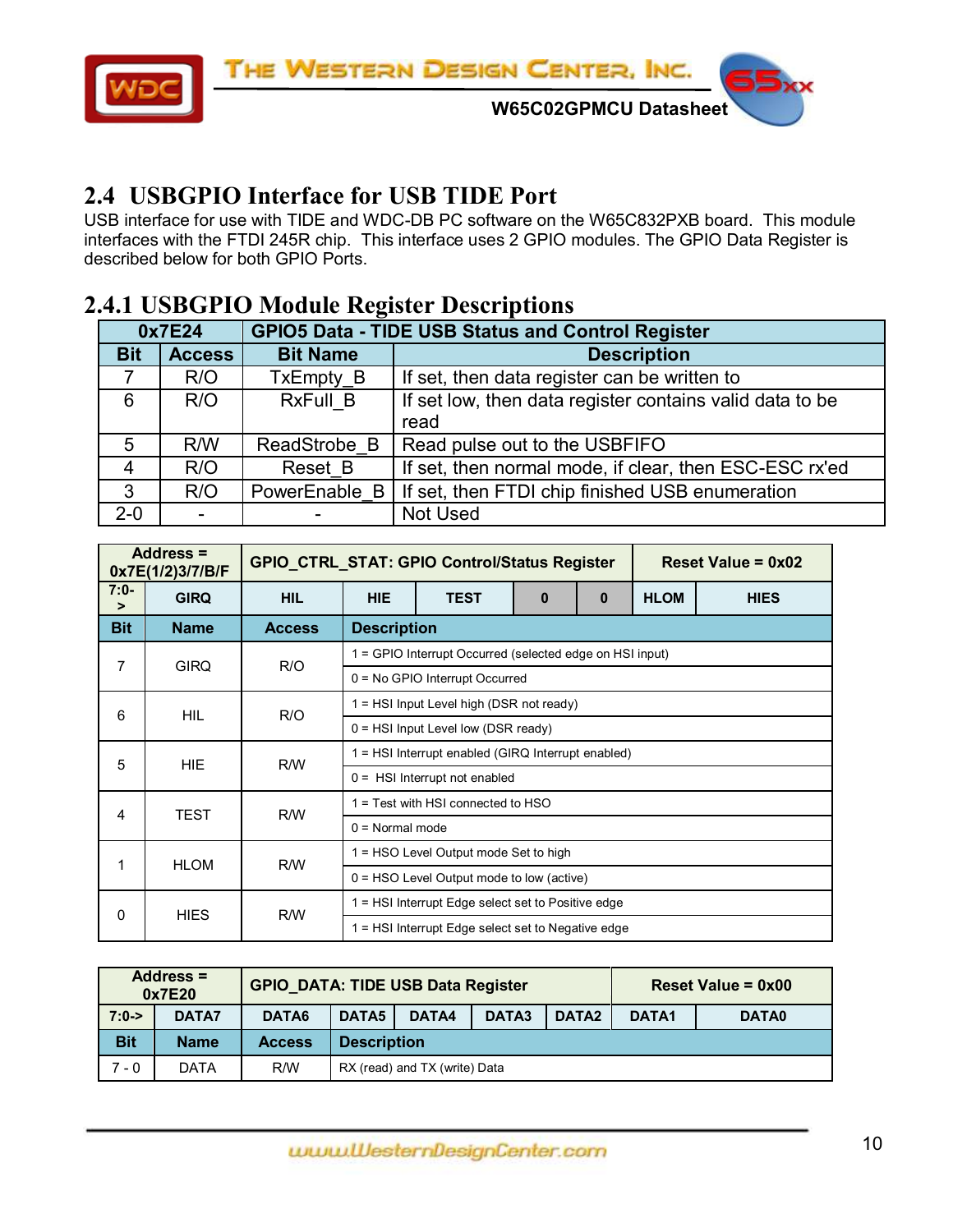## 2.4 USBGPIO Interface for USB TIDE Port

USB interface for use with TIDE and WDC-DB PC software on the W65C832PXB board. This module interfaces with the FTDI 245R chip. This interface uses 2 GPIO modules. The GPIO Data Register is described below for both GPIO Ports.

### 2.4.1 USBGPIO Module Register Descriptions

| 0x7E24 | | GPIO5 Data - TIDE USB Status and Control Register | |
|---|---|---|---|
| **Bit** | **Access** | **Bit Name** | **Description** |
| 7 | R/O | TxEmpty_B | If set, then data register can be written to |
| 6 | R/O | RxFull_B | If set low, then data register contains valid data to be read |
| 5 | R/W | ReadStrobe_B | Read pulse out to the USBFIFO |
| 4 | R/O | Reset_B | If set, then normal mode, if clear, then ESC-ESC rx'ed |
| 3 | R/O | PowerEnable_B | If set, then FTDI chip finished USB enumeration |
| 2-0 | - | - | Not Used |

| Address = 0x7E(1/2)3/7/B/F | GPIO_CTRL_STAT: GPIO Control/Status Register | | | | | Reset Value = 0x02 | |
|---|---|---|---|---|---|---|---|
| 7:0-> | GIRQ | HIL | HIE | TEST | 0 | 0 | HLOM | HIES |
| **Bit** | **Name** | **Access** | **Description** | | | | |
| 7 | GIRQ | R/O | 1 = GPIO Interrupt Occurred (selected edge on HSI input) | | | | |
| | | | 0 = No GPIO Interrupt Occurred | | | | |
| 6 | HIL | R/O | 1 = HSI Input Level high (DSR not ready) | | | | |
| | | | 0 = HSI Input Level low (DSR ready) | | | | |
| 5 | HIE | R/W | 1 = HSI Interrupt enabled (GIRQ Interrupt enabled) | | | | |
| | | | 0 = HSI Interrupt not enabled | | | | |
| 4 | TEST | R/W | 1 = Test with HSI connected to HSO | | | | |
| | | | 0 = Normal mode | | | | |
| 1 | HLOM | R/W | 1 = HSO Level Output mode Set to high | | | | |
| | | | 0 = HSO Level Output mode to low (active) | | | | |
| 0 | HIES | R/W | 1 = HSI Interrupt Edge select set to Positive edge | | | | |
| | | | 1 = HSI Interrupt Edge select set to Negative edge | | | | |

| Address = 0x7E20 | GPIO_DATA: TIDE USB Data Register | | | | | Reset Value = 0x00 | |
|---|---|---|---|---|---|---|---|
| 7:0-> | DATA7 | DATA6 | DATA5 | DATA4 | DATA3 | DATA2 | DATA1 | DATA0 |
| **Bit** | **Name** | **Access** | **Description** | | | | |
| 7 - 0 | DATA | R/W | RX (read) and TX (write) Data | | | | |